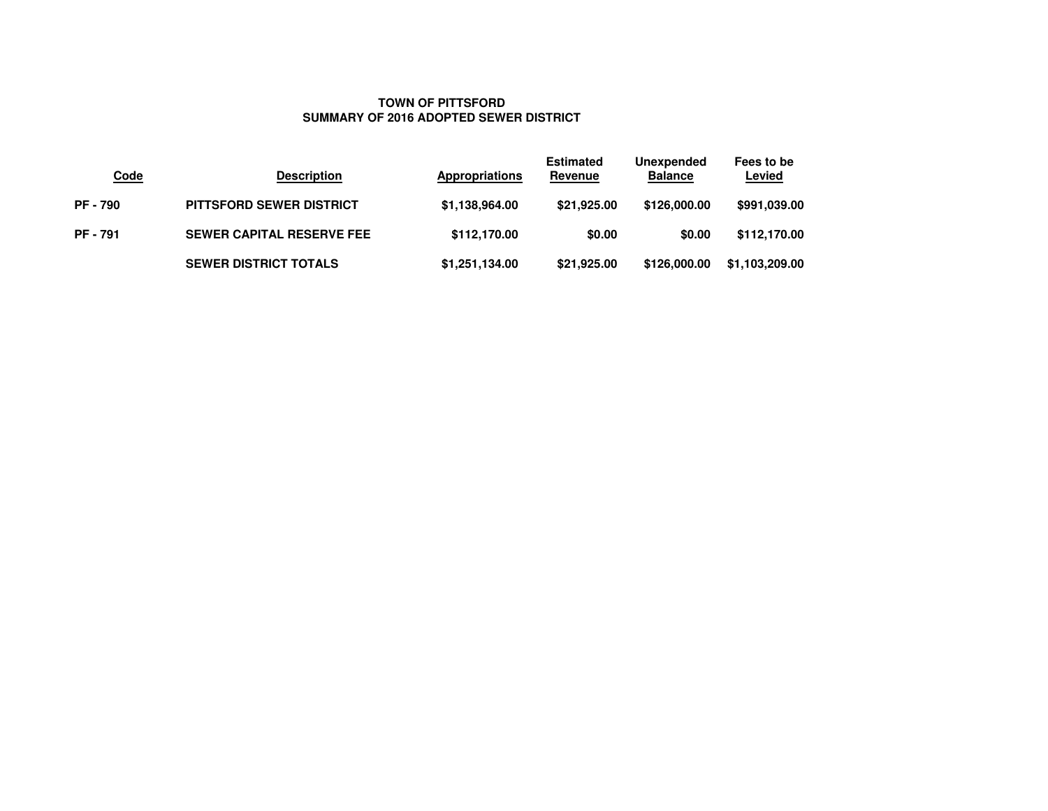# TOWN OF PITTSFORD
## SUMMARY OF 2016 ADOPTED SEWER DISTRICT

| Code | Description | Appropriations | Estimated Revenue | Unexpended Balance | Fees to be Levied |
|---|---|---|---|---|---|
| PF - 790 | PITTSFORD SEWER DISTRICT | $1,138,964.00 | $21,925.00 | $126,000.00 | $991,039.00 |
| PF - 791 | SEWER CAPITAL RESERVE FEE | $112,170.00 | $0.00 | $0.00 | $112,170.00 |
| | SEWER DISTRICT TOTALS | $1,251,134.00 | $21,925.00 | $126,000.00 | $1,103,209.00 |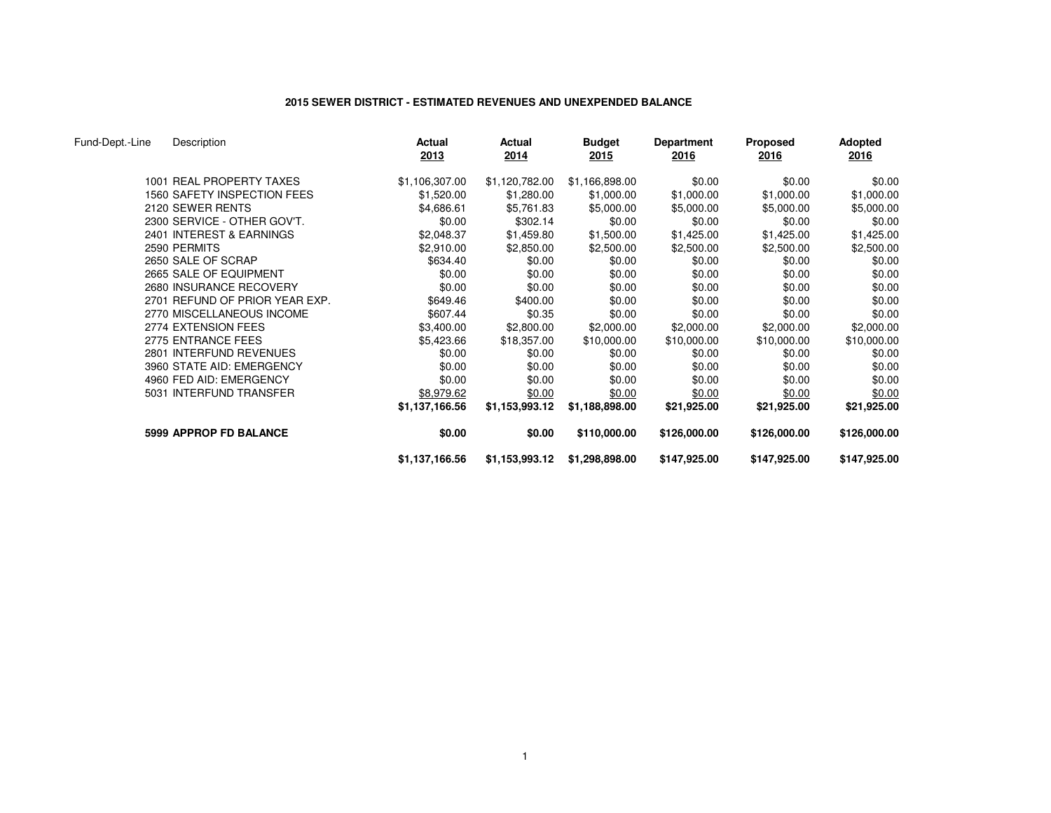**2015 SEWER DISTRICT - ESTIMATED REVENUES AND UNEXPENDED BALANCE**

| Fund-Dept.-Line | Description | Actual 2013 | Actual 2014 | Budget 2015 | Department 2016 | Proposed 2016 | Adopted 2016 |
|---|---|---|---|---|---|---|---|
| 1001 | REAL PROPERTY TAXES | $1,106,307.00 | $1,120,782.00 | $1,166,898.00 | $0.00 | $0.00 | $0.00 |
| 1560 | SAFETY INSPECTION FEES | $1,520.00 | $1,280.00 | $1,000.00 | $1,000.00 | $1,000.00 | $1,000.00 |
| 2120 | SEWER RENTS | $4,686.61 | $5,761.83 | $5,000.00 | $5,000.00 | $5,000.00 | $5,000.00 |
| 2300 | SERVICE - OTHER GOV'T. | $0.00 | $302.14 | $0.00 | $0.00 | $0.00 | $0.00 |
| 2401 | INTEREST & EARNINGS | $2,048.37 | $1,459.80 | $1,500.00 | $1,425.00 | $1,425.00 | $1,425.00 |
| 2590 | PERMITS | $2,910.00 | $2,850.00 | $2,500.00 | $2,500.00 | $2,500.00 | $2,500.00 |
| 2650 | SALE OF SCRAP | $634.40 | $0.00 | $0.00 | $0.00 | $0.00 | $0.00 |
| 2665 | SALE OF EQUIPMENT | $0.00 | $0.00 | $0.00 | $0.00 | $0.00 | $0.00 |
| 2680 | INSURANCE RECOVERY | $0.00 | $0.00 | $0.00 | $0.00 | $0.00 | $0.00 |
| 2701 | REFUND OF PRIOR YEAR EXP. | $649.46 | $400.00 | $0.00 | $0.00 | $0.00 | $0.00 |
| 2770 | MISCELLANEOUS INCOME | $607.44 | $0.35 | $0.00 | $0.00 | $0.00 | $0.00 |
| 2774 | EXTENSION FEES | $3,400.00 | $2,800.00 | $2,000.00 | $2,000.00 | $2,000.00 | $2,000.00 |
| 2775 | ENTRANCE FEES | $5,423.66 | $18,357.00 | $10,000.00 | $10,000.00 | $10,000.00 | $10,000.00 |
| 2801 | INTERFUND REVENUES | $0.00 | $0.00 | $0.00 | $0.00 | $0.00 | $0.00 |
| 3960 | STATE AID: EMERGENCY | $0.00 | $0.00 | $0.00 | $0.00 | $0.00 | $0.00 |
| 4960 | FED AID: EMERGENCY | $0.00 | $0.00 | $0.00 | $0.00 | $0.00 | $0.00 |
| 5031 | INTERFUND TRANSFER | $8,979.62 | $0.00 | $0.00 | $0.00 | $0.00 | $0.00 |
| | | **$1,137,166.56** | **$1,153,993.12** | **$1,188,898.00** | **$21,925.00** | **$21,925.00** | **$21,925.00** |
| **5999** | **APPROP FD BALANCE** | **$0.00** | **$0.00** | **$110,000.00** | **$126,000.00** | **$126,000.00** | **$126,000.00** |
| | | **$1,137,166.56** | **$1,153,993.12** | **$1,298,898.00** | **$147,925.00** | **$147,925.00** | **$147,925.00** |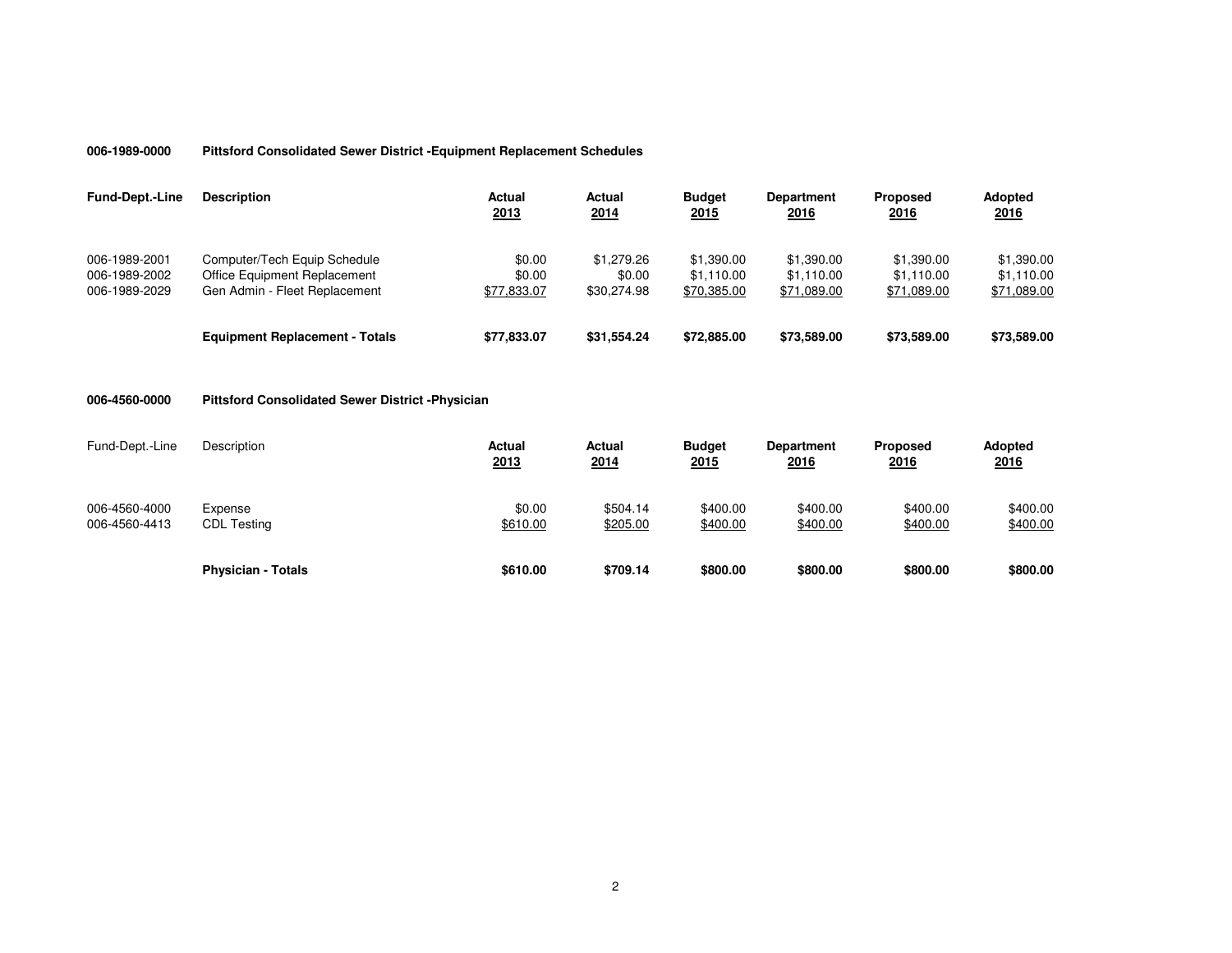**006-1989-0000 Pittsford Consolidated Sewer District -Equipment Replacement Schedules**

| Fund-Dept.-Line | Description | Actual 2013 | Actual 2014 | Budget 2015 | Department 2016 | Proposed 2016 | Adopted 2016 |
|---|---|---|---|---|---|---|---|
| 006-1989-2001 | Computer/Tech Equip Schedule | $0.00 | $1,279.26 | $1,390.00 | $1,390.00 | $1,390.00 | $1,390.00 |
| 006-1989-2002 | Office Equipment Replacement | $0.00 | $0.00 | $1,110.00 | $1,110.00 | $1,110.00 | $1,110.00 |
| 006-1989-2029 | Gen Admin - Fleet Replacement | $77,833.07 | $30,274.98 | $70,385.00 | $71,089.00 | $71,089.00 | $71,089.00 |
| | **Equipment Replacement - Totals** | **$77,833.07** | **$31,554.24** | **$72,885.00** | **$73,589.00** | **$73,589.00** | **$73,589.00** |

**006-4560-0000 Pittsford Consolidated Sewer District -Physician**

| Fund-Dept.-Line | Description | Actual 2013 | Actual 2014 | Budget 2015 | Department 2016 | Proposed 2016 | Adopted 2016 |
|---|---|---|---|---|---|---|---|
| 006-4560-4000 | Expense | $0.00 | $504.14 | $400.00 | $400.00 | $400.00 | $400.00 |
| 006-4560-4413 | CDL Testing | $610.00 | $205.00 | $400.00 | $400.00 | $400.00 | $400.00 |
| | **Physician - Totals** | **$610.00** | **$709.14** | **$800.00** | **$800.00** | **$800.00** | **$800.00** |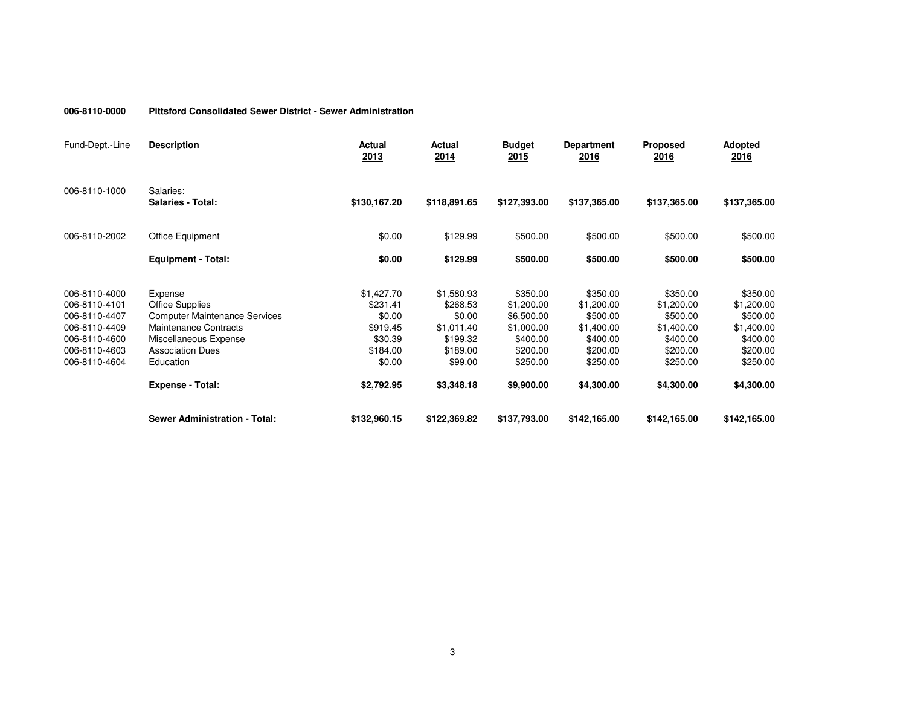**006-8110-0000 Pittsford Consolidated Sewer District - Sewer Administration**

| Fund-Dept.-Line | Description | Actual 2013 | Actual 2014 | Budget 2015 | Department 2016 | Proposed 2016 | Adopted 2016 |
|---|---|---|---|---|---|---|---|
| 006-8110-1000 | Salaries: | | | | | | |
| | **Salaries - Total:** | **$130,167.20** | **$118,891.65** | **$127,393.00** | **$137,365.00** | **$137,365.00** | **$137,365.00** |
| 006-8110-2002 | Office Equipment | $0.00 | $129.99 | $500.00 | $500.00 | $500.00 | $500.00 |
| | **Equipment - Total:** | **$0.00** | **$129.99** | **$500.00** | **$500.00** | **$500.00** | **$500.00** |
| 006-8110-4000 | Expense | $1,427.70 | $1,580.93 | $350.00 | $350.00 | $350.00 | $350.00 |
| 006-8110-4101 | Office Supplies | $231.41 | $268.53 | $1,200.00 | $1,200.00 | $1,200.00 | $1,200.00 |
| 006-8110-4407 | Computer Maintenance Services | $0.00 | $0.00 | $6,500.00 | $500.00 | $500.00 | $500.00 |
| 006-8110-4409 | Maintenance Contracts | $919.45 | $1,011.40 | $1,000.00 | $1,400.00 | $1,400.00 | $1,400.00 |
| 006-8110-4600 | Miscellaneous Expense | $30.39 | $199.32 | $400.00 | $400.00 | $400.00 | $400.00 |
| 006-8110-4603 | Association Dues | $184.00 | $189.00 | $200.00 | $200.00 | $200.00 | $200.00 |
| 006-8110-4604 | Education | $0.00 | $99.00 | $250.00 | $250.00 | $250.00 | $250.00 |
| | **Expense - Total:** | **$2,792.95** | **$3,348.18** | **$9,900.00** | **$4,300.00** | **$4,300.00** | **$4,300.00** |
| | **Sewer Administration - Total:** | **$132,960.15** | **$122,369.82** | **$137,793.00** | **$142,165.00** | **$142,165.00** | **$142,165.00** |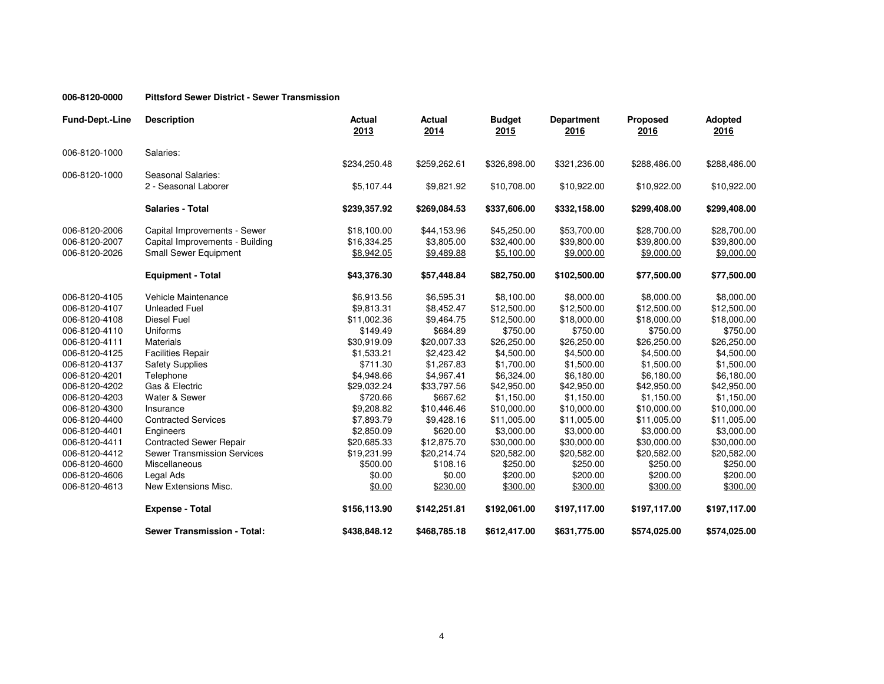**006-8120-0000 Pittsford Sewer District - Sewer Transmission**

| Fund-Dept.-Line | Description | Actual 2013 | Actual 2014 | Budget 2015 | Department 2016 | Proposed 2016 | Adopted 2016 |
|---|---|---|---|---|---|---|---|
| 006-8120-1000 | Salaries: | $234,250.48 | $259,262.61 | $326,898.00 | $321,236.00 | $288,486.00 | $288,486.00 |
| 006-8120-1000 | Seasonal Salaries: | | | | | | |
| | 2 - Seasonal Laborer | $5,107.44 | $9,821.92 | $10,708.00 | $10,922.00 | $10,922.00 | $10,922.00 |
| | **Salaries - Total** | **$239,357.92** | **$269,084.53** | **$337,606.00** | **$332,158.00** | **$299,408.00** | **$299,408.00** |
| 006-8120-2006 | Capital Improvements - Sewer | $18,100.00 | $44,153.96 | $45,250.00 | $53,700.00 | $28,700.00 | $28,700.00 |
| 006-8120-2007 | Capital Improvements - Building | $16,334.25 | $3,805.00 | $32,400.00 | $39,800.00 | $39,800.00 | $39,800.00 |
| 006-8120-2026 | Small Sewer Equipment | $8,942.05 | $9,489.88 | $5,100.00 | $9,000.00 | $9,000.00 | $9,000.00 |
| | **Equipment - Total** | **$43,376.30** | **$57,448.84** | **$82,750.00** | **$102,500.00** | **$77,500.00** | **$77,500.00** |
| 006-8120-4105 | Vehicle Maintenance | $6,913.56 | $6,595.31 | $8,100.00 | $8,000.00 | $8,000.00 | $8,000.00 |
| 006-8120-4107 | Unleaded Fuel | $9,813.31 | $8,452.47 | $12,500.00 | $12,500.00 | $12,500.00 | $12,500.00 |
| 006-8120-4108 | Diesel Fuel | $11,002.36 | $9,464.75 | $12,500.00 | $18,000.00 | $18,000.00 | $18,000.00 |
| 006-8120-4110 | Uniforms | $149.49 | $684.89 | $750.00 | $750.00 | $750.00 | $750.00 |
| 006-8120-4111 | Materials | $30,919.09 | $20,007.33 | $26,250.00 | $26,250.00 | $26,250.00 | $26,250.00 |
| 006-8120-4125 | Facilities Repair | $1,533.21 | $2,423.42 | $4,500.00 | $4,500.00 | $4,500.00 | $4,500.00 |
| 006-8120-4137 | Safety Supplies | $711.30 | $1,267.83 | $1,700.00 | $1,500.00 | $1,500.00 | $1,500.00 |
| 006-8120-4201 | Telephone | $4,948.66 | $4,967.41 | $6,324.00 | $6,180.00 | $6,180.00 | $6,180.00 |
| 006-8120-4202 | Gas & Electric | $29,032.24 | $33,797.56 | $42,950.00 | $42,950.00 | $42,950.00 | $42,950.00 |
| 006-8120-4203 | Water & Sewer | $720.66 | $667.62 | $1,150.00 | $1,150.00 | $1,150.00 | $1,150.00 |
| 006-8120-4300 | Insurance | $9,208.82 | $10,446.46 | $10,000.00 | $10,000.00 | $10,000.00 | $10,000.00 |
| 006-8120-4400 | Contracted Services | $7,893.79 | $9,428.16 | $11,005.00 | $11,005.00 | $11,005.00 | $11,005.00 |
| 006-8120-4401 | Engineers | $2,850.09 | $620.00 | $3,000.00 | $3,000.00 | $3,000.00 | $3,000.00 |
| 006-8120-4411 | Contracted Sewer Repair | $20,685.33 | $12,875.70 | $30,000.00 | $30,000.00 | $30,000.00 | $30,000.00 |
| 006-8120-4412 | Sewer Transmission Services | $19,231.99 | $20,214.74 | $20,582.00 | $20,582.00 | $20,582.00 | $20,582.00 |
| 006-8120-4600 | Miscellaneous | $500.00 | $108.16 | $250.00 | $250.00 | $250.00 | $250.00 |
| 006-8120-4606 | Legal Ads | $0.00 | $0.00 | $200.00 | $200.00 | $200.00 | $200.00 |
| 006-8120-4613 | New Extensions Misc. | $0.00 | $230.00 | $300.00 | $300.00 | $300.00 | $300.00 |
| | **Expense - Total** | **$156,113.90** | **$142,251.81** | **$192,061.00** | **$197,117.00** | **$197,117.00** | **$197,117.00** |
| | **Sewer Transmission - Total:** | **$438,848.12** | **$468,785.18** | **$612,417.00** | **$631,775.00** | **$574,025.00** | **$574,025.00** |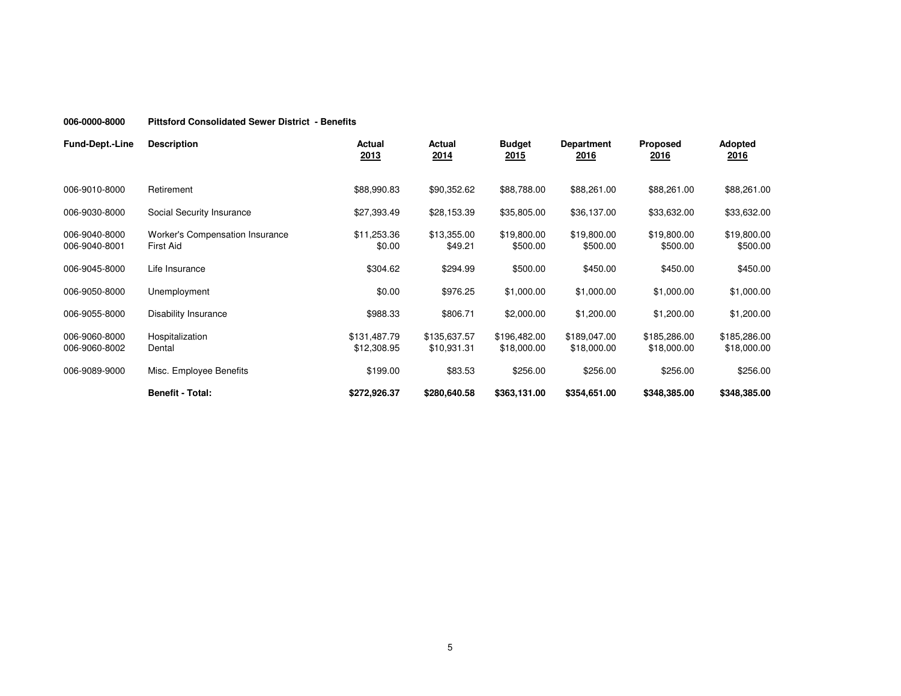**006-0000-8000 Pittsford Consolidated Sewer District - Benefits**

| Fund-Dept.-Line | Description | Actual 2013 | Actual 2014 | Budget 2015 | Department 2016 | Proposed 2016 | Adopted 2016 |
|---|---|---|---|---|---|---|---|
| 006-9010-8000 | Retirement | $88,990.83 | $90,352.62 | $88,788.00 | $88,261.00 | $88,261.00 | $88,261.00 |
| 006-9030-8000 | Social Security Insurance | $27,393.49 | $28,153.39 | $35,805.00 | $36,137.00 | $33,632.00 | $33,632.00 |
| 006-9040-8000 | Worker's Compensation Insurance | $11,253.36 | $13,355.00 | $19,800.00 | $19,800.00 | $19,800.00 | $19,800.00 |
| 006-9040-8001 | First Aid | $0.00 | $49.21 | $500.00 | $500.00 | $500.00 | $500.00 |
| 006-9045-8000 | Life Insurance | $304.62 | $294.99 | $500.00 | $450.00 | $450.00 | $450.00 |
| 006-9050-8000 | Unemployment | $0.00 | $976.25 | $1,000.00 | $1,000.00 | $1,000.00 | $1,000.00 |
| 006-9055-8000 | Disability Insurance | $988.33 | $806.71 | $2,000.00 | $1,200.00 | $1,200.00 | $1,200.00 |
| 006-9060-8000 | Hospitalization | $131,487.79 | $135,637.57 | $196,482.00 | $189,047.00 | $185,286.00 | $185,286.00 |
| 006-9060-8002 | Dental | $12,308.95 | $10,931.31 | $18,000.00 | $18,000.00 | $18,000.00 | $18,000.00 |
| 006-9089-9000 | Misc. Employee Benefits | $199.00 | $83.53 | $256.00 | $256.00 | $256.00 | $256.00 |
| | **Benefit - Total:** | **$272,926.37** | **$280,640.58** | **$363,131.00** | **$354,651.00** | **$348,385.00** | **$348,385.00** |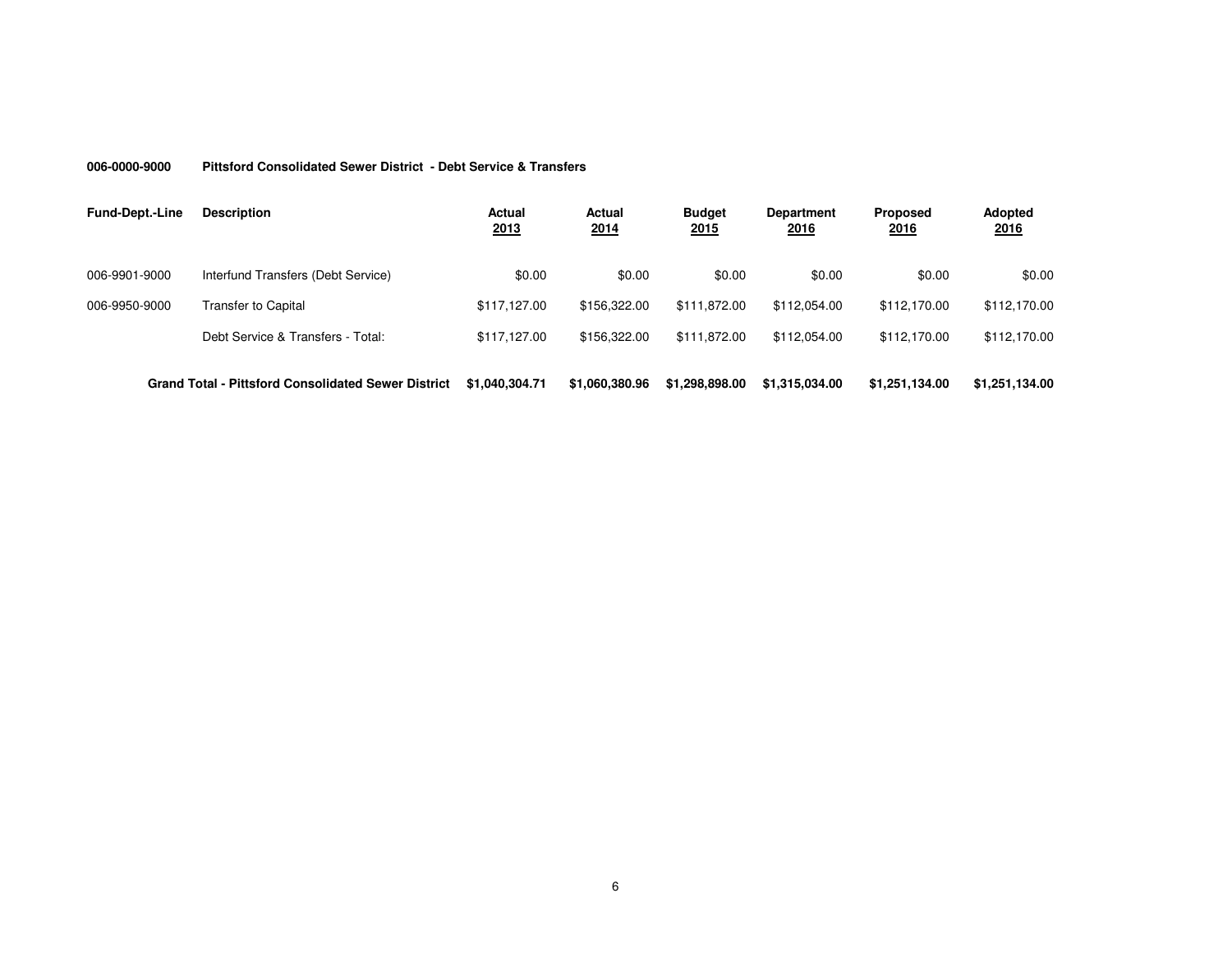**006-0000-9000 Pittsford Consolidated Sewer District - Debt Service & Transfers**

| Fund-Dept.-Line | Description | Actual 2013 | Actual 2014 | Budget 2015 | Department 2016 | Proposed 2016 | Adopted 2016 |
|---|---|---|---|---|---|---|---|
| 006-9901-9000 | Interfund Transfers (Debt Service) | $0.00 | $0.00 | $0.00 | $0.00 | $0.00 | $0.00 |
| 006-9950-9000 | Transfer to Capital | $117,127.00 | $156,322.00 | $111,872.00 | $112,054.00 | $112,170.00 | $112,170.00 |
| | Debt Service & Transfers - Total: | $117,127.00 | $156,322.00 | $111,872.00 | $112,054.00 | $112,170.00 | $112,170.00 |
| | **Grand Total - Pittsford Consolidated Sewer District** | **$1,040,304.71** | **$1,060,380.96** | **$1,298,898.00** | **$1,315,034.00** | **$1,251,134.00** | **$1,251,134.00** |